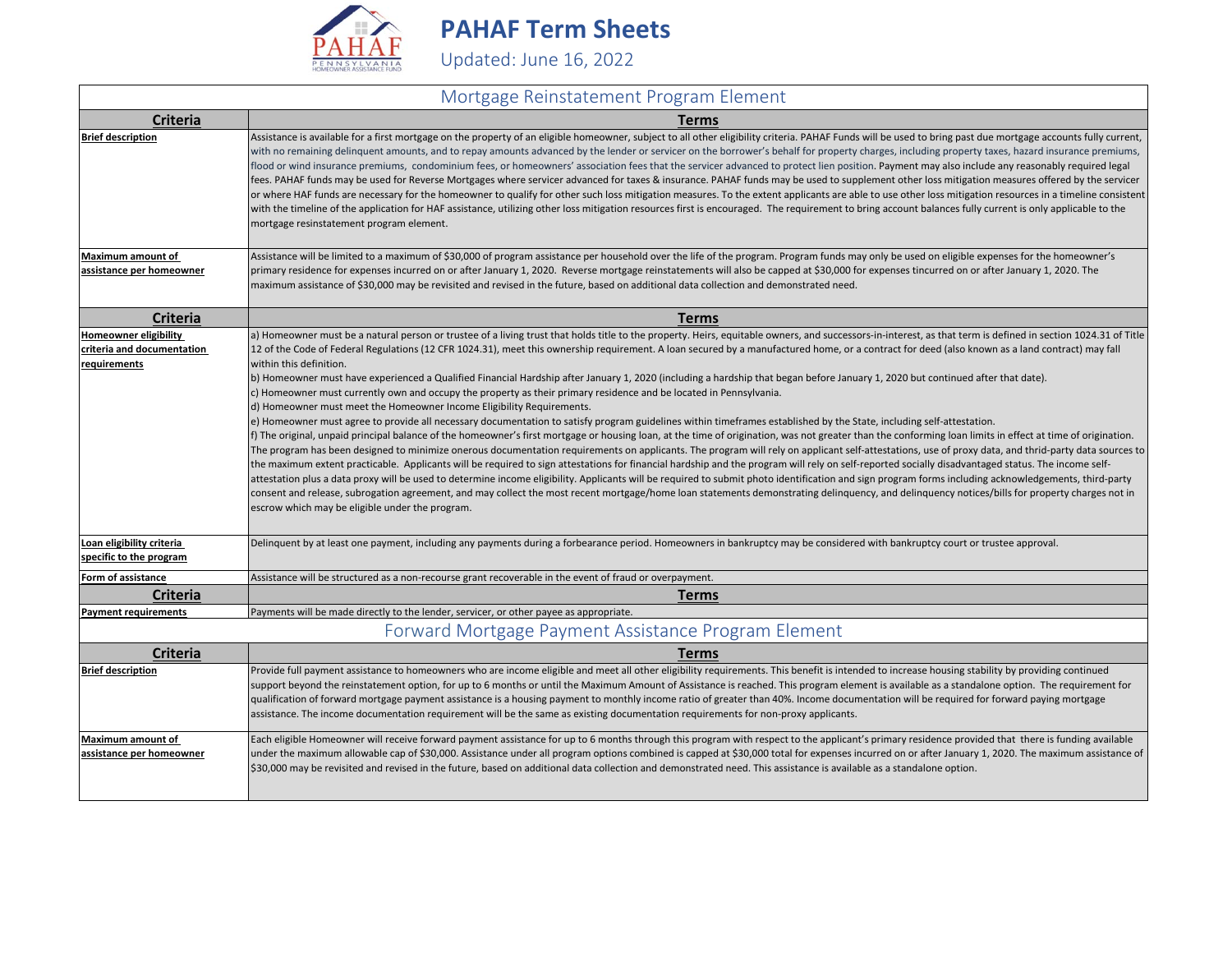# PAHAF Term Sheets

Updated: June 16, 2022

## Mortgage Reinstatement Program Element

| Criteria | Terms |
| --- | --- |
| **Brief description** | Assistance is available for a first mortgage on the property of an eligible homeowner, subject to all other eligibility criteria. PAHAF Funds will be used to bring past due mortgage accounts fully current, with no remaining delinquent amounts, and to repay amounts advanced by the lender or servicer on the borrower's behalf for property charges, including property taxes, hazard insurance premiums, flood or wind insurance premiums, condominium fees, or homeowners' association fees that the servicer advanced to protect lien position. Payment may also include any reasonably required legal fees. PAHAF funds may be used for Reverse Mortgages where servicer advanced for taxes & insurance. PAHAF funds may be used to supplement other loss mitigation measures offered by the servicer or where HAF funds are necessary for the homeowner to qualify for other such loss mitigation measures. To the extent applicants are able to use other loss mitigation resources in a timeline consistent with the timeline of the application for HAF assistance, utilizing other loss mitigation resources first is encouraged. The requirement to bring account balances fully current is only applicable to the mortgage resinstatement program element. |
| **Maximum amount of assistance per homeowner** | Assistance will be limited to a maximum of $30,000 of program assistance per household over the life of the program. Program funds may only be used on eligible expenses for the homeowner's primary residence for expenses incurred on or after January 1, 2020. Reverse mortgage reinstatements will also be capped at $30,000 for expenses tincurred on or after January 1, 2020. The maximum assistance of $30,000 may be revisited and revised in the future, based on additional data collection and demonstrated need. |

| Criteria | Terms |
| --- | --- |
| **Homeowner eligibility criteria and documentation requirements** | a) Homeowner must be a natural person or trustee of a living trust that holds title to the property. Heirs, equitable owners, and successors-in-interest, as that term is defined in section 1024.31 of Title 12 of the Code of Federal Regulations (12 CFR 1024.31), meet this ownership requirement. A loan secured by a manufactured home, or a contract for deed (also known as a land contract) may fall within this definition.<br>b) Homeowner must have experienced a Qualified Financial Hardship after January 1, 2020 (including a hardship that began before January 1, 2020 but continued after that date).<br>c) Homeowner must currently own and occupy the property as their primary residence and be located in Pennsylvania.<br>d) Homeowner must meet the Homeowner Income Eligibility Requirements.<br>e) Homeowner must agree to provide all necessary documentation to satisfy program guidelines within timeframes established by the State, including self-attestation.<br>f) The original, unpaid principal balance of the homeowner's first mortgage or housing loan, at the time of origination, was not greater than the conforming loan limits in effect at time of origination. The program has been designed to minimize onerous documentation requirements on applicants. The program will rely on applicant self-attestations, use of proxy data, and thrid-party data sources to the maximum extent practicable. Applicants will be required to sign attestations for financial hardship and the program will rely on self-reported socially disadvantaged status. The income self-attestation plus a data proxy will be used to determine income eligibility. Applicants will be required to submit photo identification and sign program forms including acknowledgements, third-party consent and release, subrogation agreement, and may collect the most recent mortgage/home loan statements demonstrating delinquency, and delinquency notices/bills for property charges not in escrow which may be eligible under the program. |
| **Loan eligibility criteria specific to the program** | Delinquent by at least one payment, including any payments during a forbearance period. Homeowners in bankruptcy may be considered with bankruptcy court or trustee approval. |
| **Form of assistance** | Assistance will be structured as a non-recourse grant recoverable in the event of fraud or overpayment. |

| Criteria | Terms |
| --- | --- |
| **Payment requirements** | Payments will be made directly to the lender, servicer, or other payee as appropriate. |

## Forward Mortgage Payment Assistance Program Element

| Criteria | Terms |
| --- | --- |
| **Brief description** | Provide full payment assistance to homeowners who are income eligible and meet all other eligibility requirements. This benefit is intended to increase housing stability by providing continued support beyond the reinstatement option, for up to 6 months or until the Maximum Amount of Assistance is reached. This program element is available as a standalone option. The requirement for qualification of forward mortgage payment assistance is a housing payment to monthly income ratio of greater than 40%. Income documentation will be required for forward paying mortgage assistance. The income documentation requirement will be the same as existing documentation requirements for non-proxy applicants. |
| **Maximum amount of assistance per homeowner** | Each eligible Homeowner will receive forward payment assistance for up to 6 months through this program with respect to the applicant's primary residence provided that there is funding available under the maximum allowable cap of $30,000. Assistance under all program options combined is capped at $30,000 total for expenses incurred on or after January 1, 2020. The maximum assistance of $30,000 may be revisited and revised in the future, based on additional data collection and demonstrated need. This assistance is available as a standalone option. |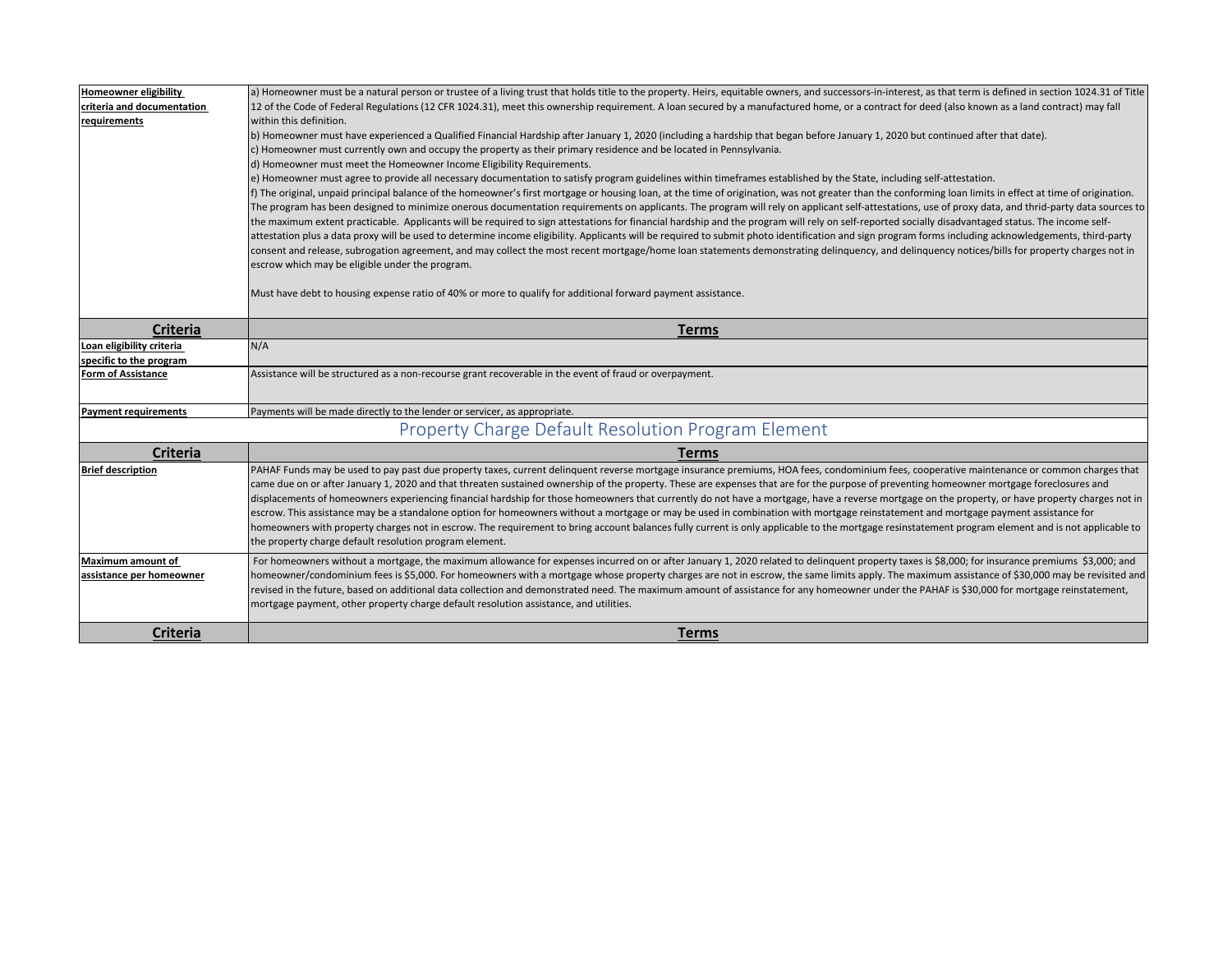| Criteria | Terms |
|---|---|
| **Homeowner eligibility criteria and documentation requirements** | a) Homeowner must be a natural person or trustee of a living trust that holds title to the property. Heirs, equitable owners, and successors-in-interest, as that term is defined in section 1024.31 of Title 12 of the Code of Federal Regulations (12 CFR 1024.31), meet this ownership requirement. A loan secured by a manufactured home, or a contract for deed (also known as a land contract) may fall within this definition.<br>b) Homeowner must have experienced a Qualified Financial Hardship after January 1, 2020 (including a hardship that began before January 1, 2020 but continued after that date).<br>c) Homeowner must currently own and occupy the property as their primary residence and be located in Pennsylvania.<br>d) Homeowner must meet the Homeowner Income Eligibility Requirements.<br>e) Homeowner must agree to provide all necessary documentation to satisfy program guidelines within timeframes established by the State, including self-attestation.<br>f) The original, unpaid principal balance of the homeowner's first mortgage or housing loan, at the time of origination, was not greater than the conforming loan limits in effect at time of origination.<br>The program has been designed to minimize onerous documentation requirements on applicants. The program will rely on applicant self-attestations, use of proxy data, and thrid-party data sources to the maximum extent practicable. Applicants will be required to sign attestations for financial hardship and the program will rely on self-reported socially disadvantaged status. The income self-attestation plus a data proxy will be used to determine income eligibility. Applicants will be required to submit photo identification and sign program forms including acknowledgements, third-party consent and release, subrogation agreement, and may collect the most recent mortgage/home loan statements demonstrating delinquency, and delinquency notices/bills for property charges not in escrow which may be eligible under the program.<br><br>Must have debt to housing expense ratio of 40% or more to qualify for additional forward payment assistance. |
| **Loan eligibility criteria specific to the program** | N/A |
| **Form of Assistance** | Assistance will be structured as a non-recourse grant recoverable in the event of fraud or overpayment. |
| **Payment requirements** | Payments will be made directly to the lender or servicer, as appropriate. |

## Property Charge Default Resolution Program Element

| Criteria | Terms |
|---|---|
| **Brief description** | PAHAF Funds may be used to pay past due property taxes, current delinquent reverse mortgage insurance premiums, HOA fees, condominium fees, cooperative maintenance or common charges that came due on or after January 1, 2020 and that threaten sustained ownership of the property. These are expenses that are for the purpose of preventing homeowner mortgage foreclosures and displacements of homeowners experiencing financial hardship for those homeowners that currently do not have a mortgage, have a reverse mortgage on the property, or have property charges not in escrow. This assistance may be a standalone option for homeowners without a mortgage or may be used in combination with mortgage reinstatement and mortgage payment assistance for homeowners with property charges not in escrow. The requirement to bring account balances fully current is only applicable to the mortgage reinstatement program element and is not applicable to the property charge default resolution program element. |
| **Maximum amount of assistance per homeowner** | For homeowners without a mortgage, the maximum allowance for expenses incurred on or after January 1, 2020 related to delinquent property taxes is $8,000; for insurance premiums $3,000; and homeowner/condominium fees is $5,000. For homeowners with a mortgage whose property charges are not in escrow, the same limits apply. The maximum assistance of $30,000 may be revisited and revised in the future, based on additional data collection and demonstrated need. The maximum amount of assistance for any homeowner under the PAHAF is $30,000 for mortgage reinstatement, mortgage payment, other property charge default resolution assistance, and utilities. |

| Criteria | Terms |
|---|---|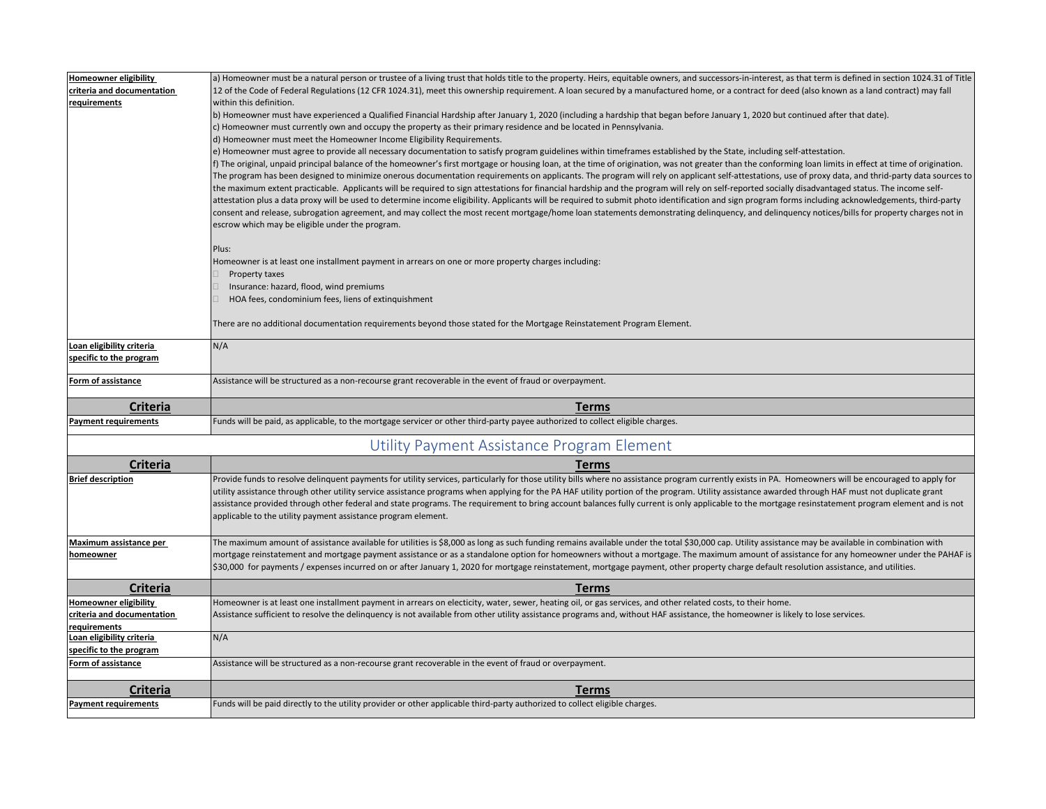| | |
|---|---|
| **Homeowner eligibility criteria and documentation requirements** | a) Homeowner must be a natural person or trustee of a living trust that holds title to the property. Heirs, equitable owners, and successors-in-interest, as that term is defined in section 1024.31 of Title 12 of the Code of Federal Regulations (12 CFR 1024.31), meet this ownership requirement. A loan secured by a manufactured home, or a contract for deed (also known as a land contract) may fall within this definition.<br>b) Homeowner must have experienced a Qualified Financial Hardship after January 1, 2020 (including a hardship that began before January 1, 2020 but continued after that date).<br>c) Homeowner must currently own and occupy the property as their primary residence and be located in Pennsylvania.<br>d) Homeowner must meet the Homeowner Income Eligibility Requirements.<br>e) Homeowner must agree to provide all necessary documentation to satisfy program guidelines within timeframes established by the State, including self-attestation.<br>f) The original, unpaid principal balance of the homeowner's first mortgage or housing loan, at the time of origination, was not greater than the conforming loan limits in effect at time of origination.<br>The program has been designed to minimize onerous documentation requirements on applicants. The program will rely on applicant self-attestations, use of proxy data, and thrid-party data sources to the maximum extent practicable. Applicants will be required to sign attestations for financial hardship and the program will rely on self-reported socially disadvantaged status. The income self-attestation plus a data proxy will be used to determine income eligibility. Applicants will be required to submit photo identification and sign program forms including acknowledgements, third-party consent and release, subrogation agreement, and may collect the most recent mortgage/home loan statements demonstrating delinquency, and delinquency notices/bills for property charges not in escrow which may be eligible under the program.<br><br>Plus:<br>Homeowner is at least one installment payment in arrears on one or more property charges including:<br>- Property taxes<br>- Insurance: hazard, flood, wind premiums<br>- HOA fees, condominium fees, liens of extinquishment<br><br>There are no additional documentation requirements beyond those stated for the Mortgage Reinstatement Program Element. |
| **Loan eligibility criteria specific to the program** | N/A |
| **Form of assistance** | Assistance will be structured as a non-recourse grant recoverable in the event of fraud or overpayment. |
| **Criteria** | **Terms** |
| **Payment requirements** | Funds will be paid, as applicable, to the mortgage servicer or other third-party payee authorized to collect eligible charges. |

## Utility Payment Assistance Program Element

| **Criteria** | **Terms** |
|---|---|
| **Brief description** | Provide funds to resolve delinquent payments for utility services, particularly for those utility bills where no assistance program currently exists in PA. Homeowners will be encouraged to apply for utility assistance through other utility service assistance programs when applying for the PA HAF utility portion of the program. Utility assistance awarded through HAF must not duplicate grant assistance provided through other federal and state programs. The requirement to bring account balances fully current is only applicable to the mortgage resinstatement program element and is not applicable to the utility payment assistance program element. |
| **Maximum assistance per homeowner** | The maximum amount of assistance available for utilities is $8,000 as long as such funding remains available under the total $30,000 cap. Utility assistance may be available in combination with mortgage reinstatement and mortgage payment assistance or as a standalone option for homeowners without a mortgage. The maximum amount of assistance for any homeowner under the PAHAF is $30,000 for payments / expenses incurred on or after January 1, 2020 for mortgage reinstatement, mortgage payment, other property charge default resolution assistance, and utilities. |
| **Criteria** | **Terms** |
| **Homeowner eligibility criteria and documentation requirements** | Homeowner is at least one installment payment in arrears on electicity, water, sewer, heating oil, or gas services, and other related costs, to their home.<br>Assistance sufficient to resolve the delinquency is not available from other utility assistance programs and, without HAF assistance, the homeowner is likely to lose services. |
| **Loan eligibility criteria specific to the program** | N/A |
| **Form of assistance** | Assistance will be structured as a non-recourse grant recoverable in the event of fraud or overpayment. |
| **Criteria** | **Terms** |
| **Payment requirements** | Funds will be paid directly to the utility provider or other applicable third-party authorized to collect eligible charges. |